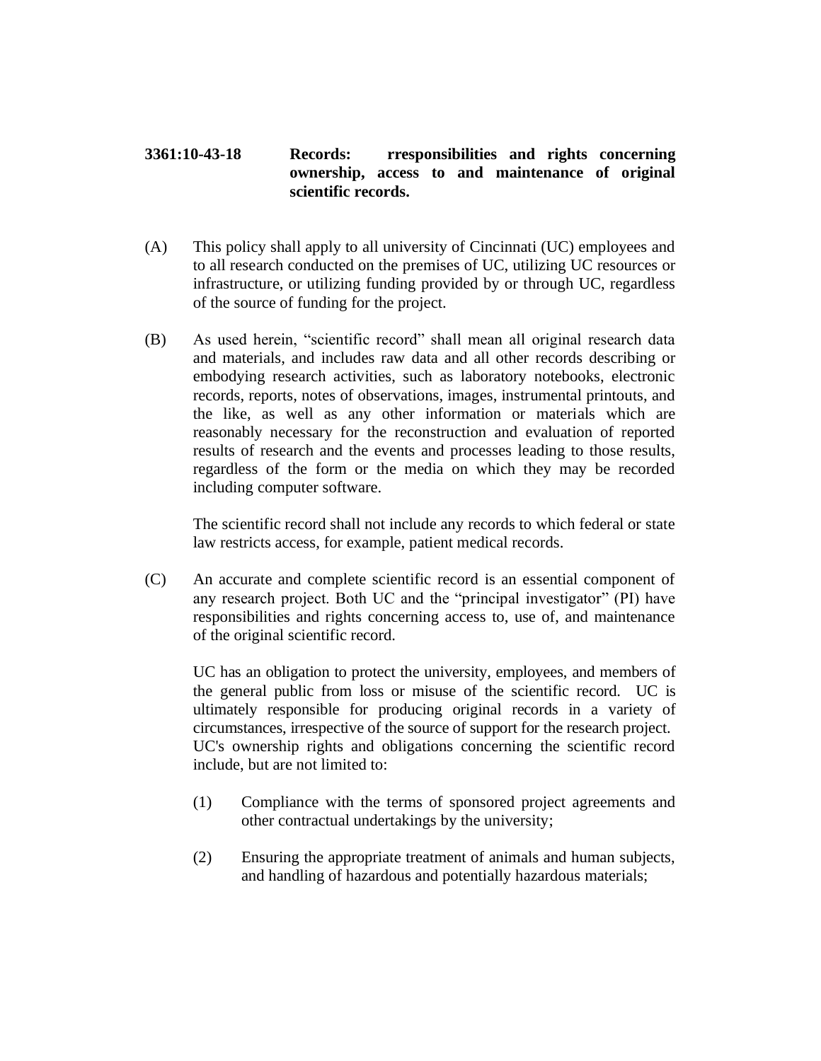# 3361:10-43-18 Records: rresponsibilities and rights concerning ownership, access to and maintenance of original scientific records.

(A) This policy shall apply to all university of Cincinnati (UC) employees and to all research conducted on the premises of UC, utilizing UC resources or infrastructure, or utilizing funding provided by or through UC, regardless of the source of funding for the project.

(B) As used herein, "scientific record" shall mean all original research data and materials, and includes raw data and all other records describing or embodying research activities, such as laboratory notebooks, electronic records, reports, notes of observations, images, instrumental printouts, and the like, as well as any other information or materials which are reasonably necessary for the reconstruction and evaluation of reported results of research and the events and processes leading to those results, regardless of the form or the media on which they may be recorded including computer software.

The scientific record shall not include any records to which federal or state law restricts access, for example, patient medical records.

(C) An accurate and complete scientific record is an essential component of any research project. Both UC and the "principal investigator" (PI) have responsibilities and rights concerning access to, use of, and maintenance of the original scientific record.

UC has an obligation to protect the university, employees, and members of the general public from loss or misuse of the scientific record. UC is ultimately responsible for producing original records in a variety of circumstances, irrespective of the source of support for the research project. UC's ownership rights and obligations concerning the scientific record include, but are not limited to:

(1) Compliance with the terms of sponsored project agreements and other contractual undertakings by the university;

(2) Ensuring the appropriate treatment of animals and human subjects, and handling of hazardous and potentially hazardous materials;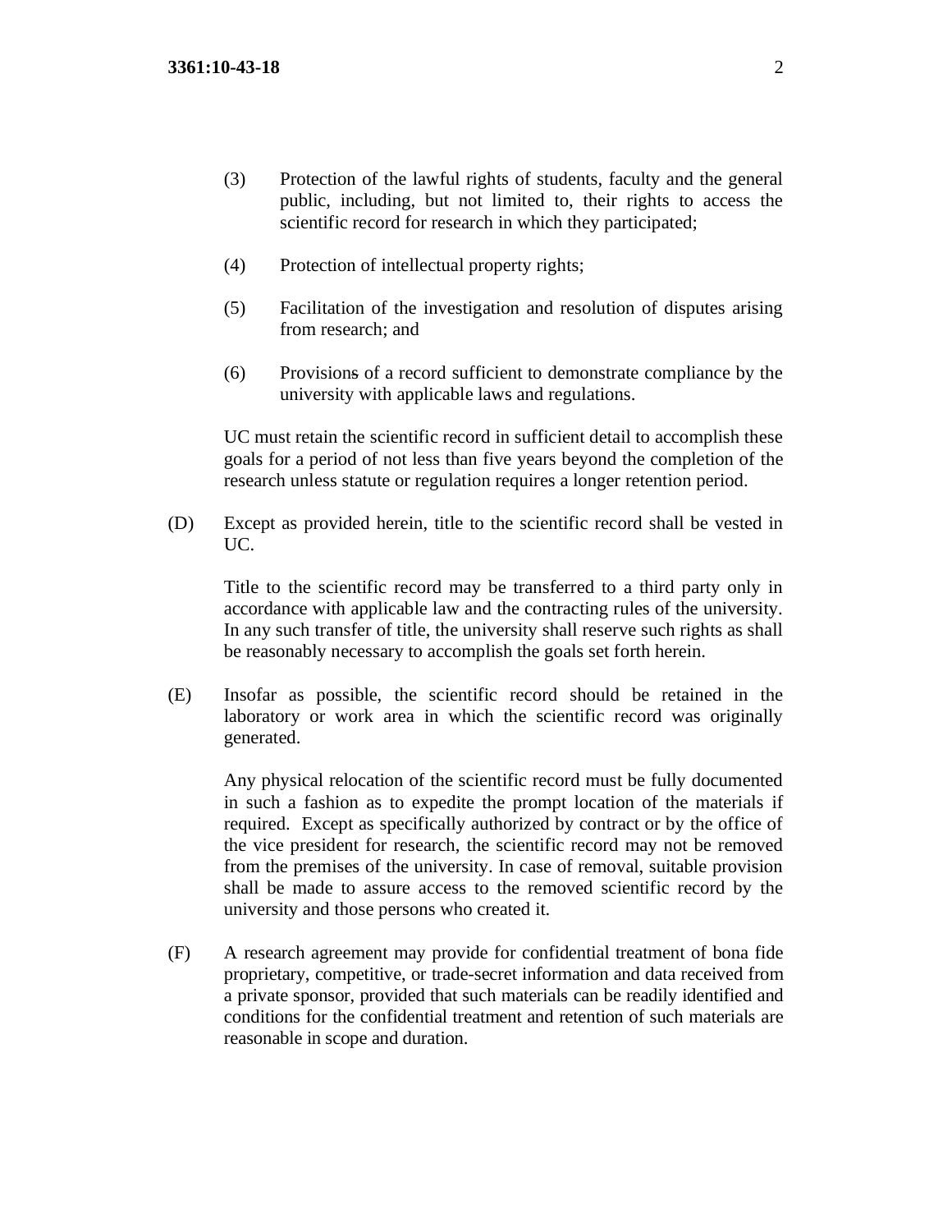(3) Protection of the lawful rights of students, faculty and the general public, including, but not limited to, their rights to access the scientific record for research in which they participated;

(4) Protection of intellectual property rights;

(5) Facilitation of the investigation and resolution of disputes arising from research; and

(6) Provisions of a record sufficient to demonstrate compliance by the university with applicable laws and regulations.

UC must retain the scientific record in sufficient detail to accomplish these goals for a period of not less than five years beyond the completion of the research unless statute or regulation requires a longer retention period.

(D) Except as provided herein, title to the scientific record shall be vested in UC.

Title to the scientific record may be transferred to a third party only in accordance with applicable law and the contracting rules of the university. In any such transfer of title, the university shall reserve such rights as shall be reasonably necessary to accomplish the goals set forth herein.

(E) Insofar as possible, the scientific record should be retained in the laboratory or work area in which the scientific record was originally generated.

Any physical relocation of the scientific record must be fully documented in such a fashion as to expedite the prompt location of the materials if required. Except as specifically authorized by contract or by the office of the vice president for research, the scientific record may not be removed from the premises of the university. In case of removal, suitable provision shall be made to assure access to the removed scientific record by the university and those persons who created it.

(F) A research agreement may provide for confidential treatment of bona fide proprietary, competitive, or trade-secret information and data received from a private sponsor, provided that such materials can be readily identified and conditions for the confidential treatment and retention of such materials are reasonable in scope and duration.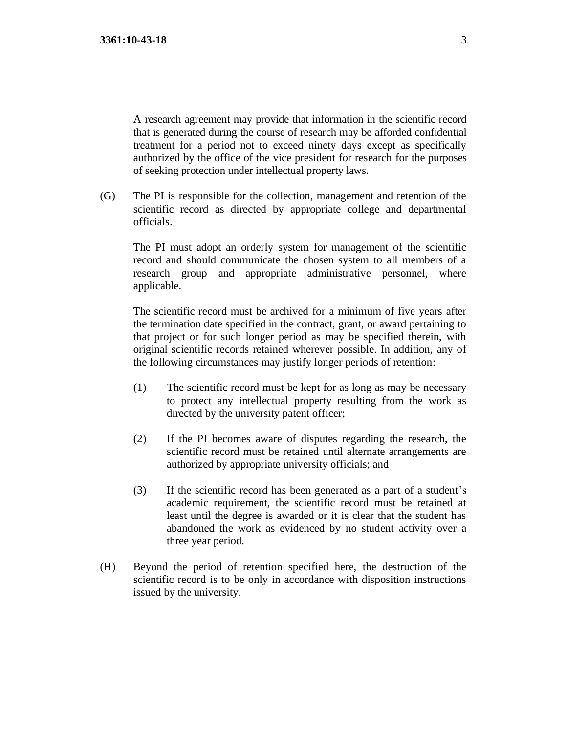A research agreement may provide that information in the scientific record that is generated during the course of research may be afforded confidential treatment for a period not to exceed ninety days except as specifically authorized by the office of the vice president for research for the purposes of seeking protection under intellectual property laws.

(G) The PI is responsible for the collection, management and retention of the scientific record as directed by appropriate college and departmental officials.

The PI must adopt an orderly system for management of the scientific record and should communicate the chosen system to all members of a research group and appropriate administrative personnel, where applicable.

The scientific record must be archived for a minimum of five years after the termination date specified in the contract, grant, or award pertaining to that project or for such longer period as may be specified therein, with original scientific records retained wherever possible. In addition, any of the following circumstances may justify longer periods of retention:

(1) The scientific record must be kept for as long as may be necessary to protect any intellectual property resulting from the work as directed by the university patent officer;

(2) If the PI becomes aware of disputes regarding the research, the scientific record must be retained until alternate arrangements are authorized by appropriate university officials; and

(3) If the scientific record has been generated as a part of a student's academic requirement, the scientific record must be retained at least until the degree is awarded or it is clear that the student has abandoned the work as evidenced by no student activity over a three year period.

(H) Beyond the period of retention specified here, the destruction of the scientific record is to be only in accordance with disposition instructions issued by the university.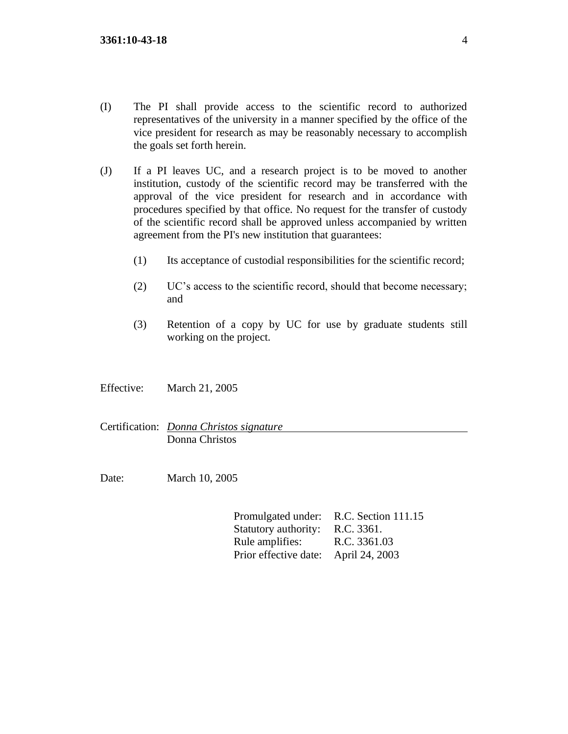(I) The PI shall provide access to the scientific record to authorized representatives of the university in a manner specified by the office of the vice president for research as may be reasonably necessary to accomplish the goals set forth herein.

(J) If a PI leaves UC, and a research project is to be moved to another institution, custody of the scientific record may be transferred with the approval of the vice president for research and in accordance with procedures specified by that office. No request for the transfer of custody of the scientific record shall be approved unless accompanied by written agreement from the PI's new institution that guarantees:

- (1) Its acceptance of custodial responsibilities for the scientific record;
- (2) UC's access to the scientific record, should that become necessary; and
- (3) Retention of a copy by UC for use by graduate students still working on the project.

Effective: March 21, 2005

Certification: *Donna Christos signature*
Donna Christos

Date: March 10, 2005

| | |
|---|---|
| Promulgated under: | R.C. Section 111.15 |
| Statutory authority: | R.C. 3361. |
| Rule amplifies: | R.C. 3361.03 |
| Prior effective date: | April 24, 2003 |